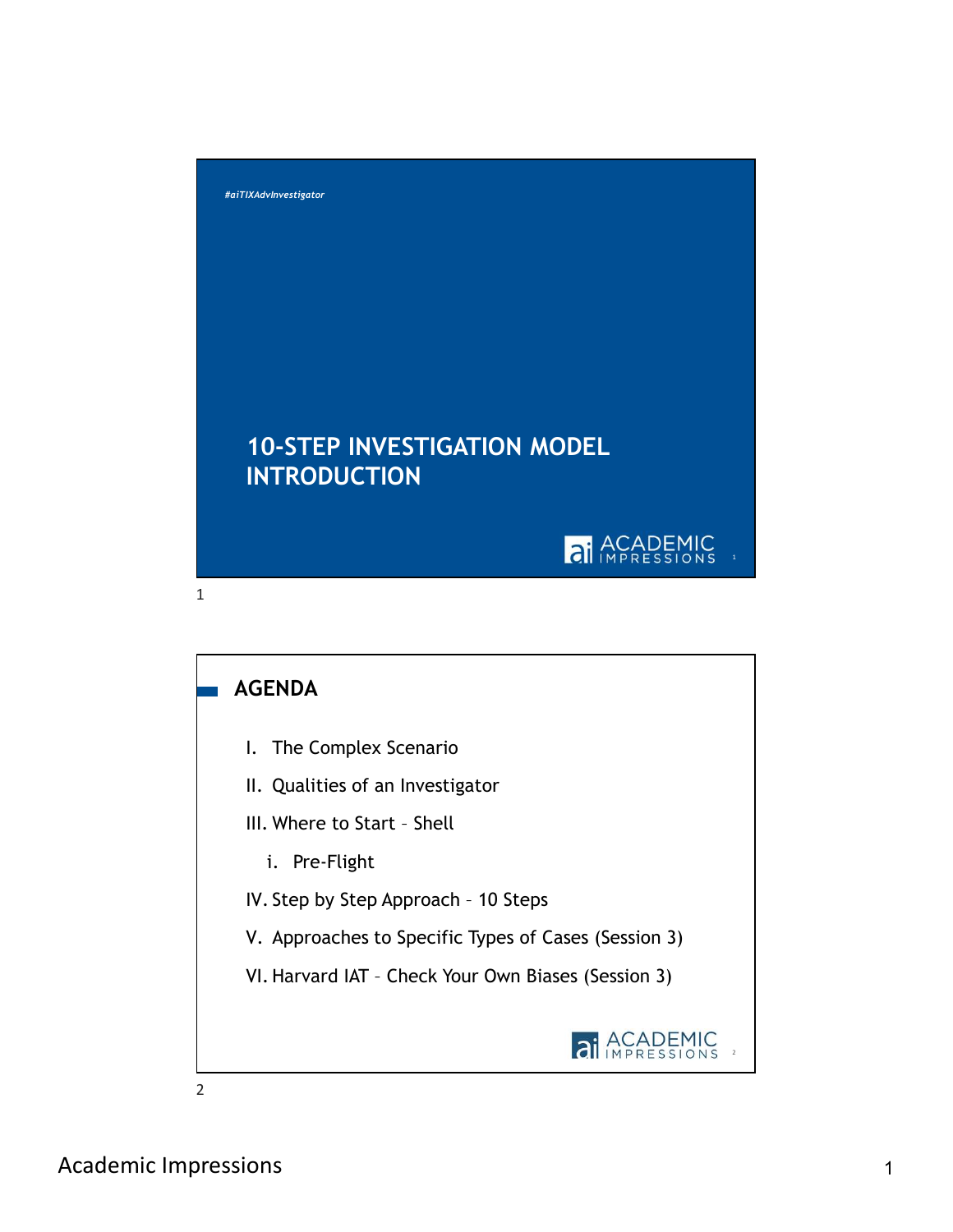#aiTIXAdvInvestigator

# 10-STEP INVESTIGATION MODEL INTRODUCTION

## AGENDA

I. The Complex Scenario

II. Qualities of an Investigator

III. Where to Start – Shell

  i. Pre-Flight

IV. Step by Step Approach – 10 Steps

V. Approaches to Specific Types of Cases (Session 3)

VI. Harvard IAT – Check Your Own Biases (Session 3)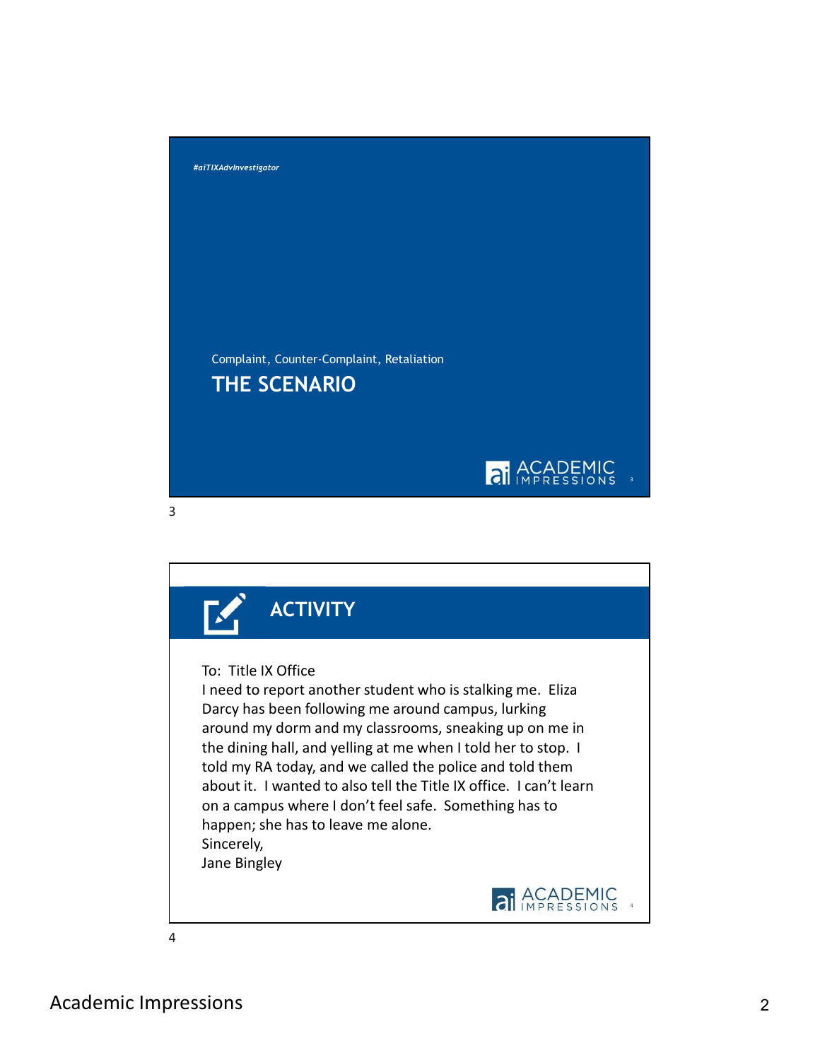#aiTIXAdvInvestigator

Complaint, Counter-Complaint, Retaliation

## THE SCENARIO

## ACTIVITY

To: Title IX Office
I need to report another student who is stalking me. Eliza Darcy has been following me around campus, lurking around my dorm and my classrooms, sneaking up on me in the dining hall, and yelling at me when I told her to stop. I told my RA today, and we called the police and told them about it. I wanted to also tell the Title IX office. I can't learn on a campus where I don't feel safe. Something has to happen; she has to leave me alone.
Sincerely,
Jane Bingley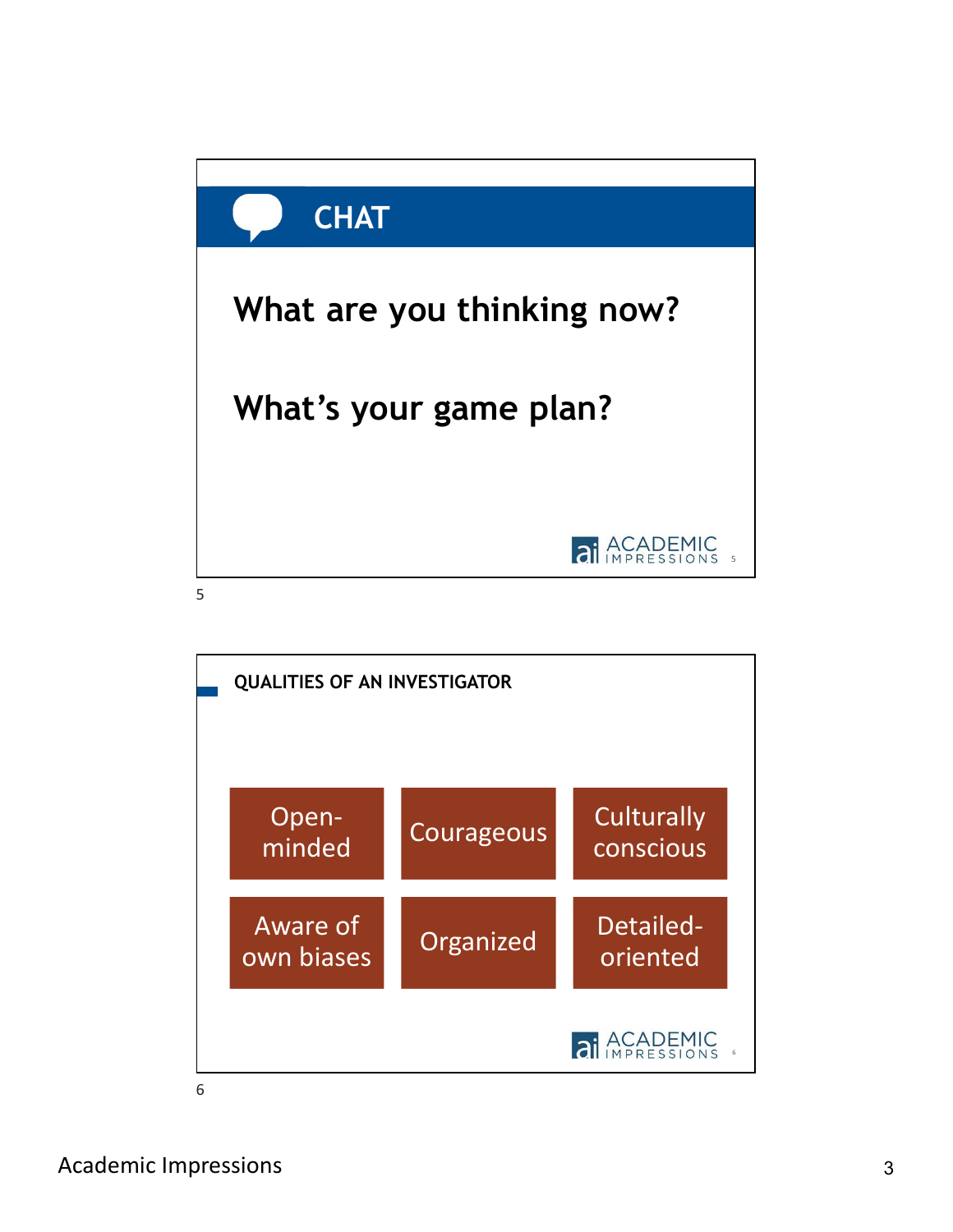## CHAT

**What are you thinking now?**

**What's your game plan?**

## QUALITIES OF AN INVESTIGATOR

- Open-minded
- Courageous
- Culturally conscious
- Aware of own biases
- Organized
- Detailed-oriented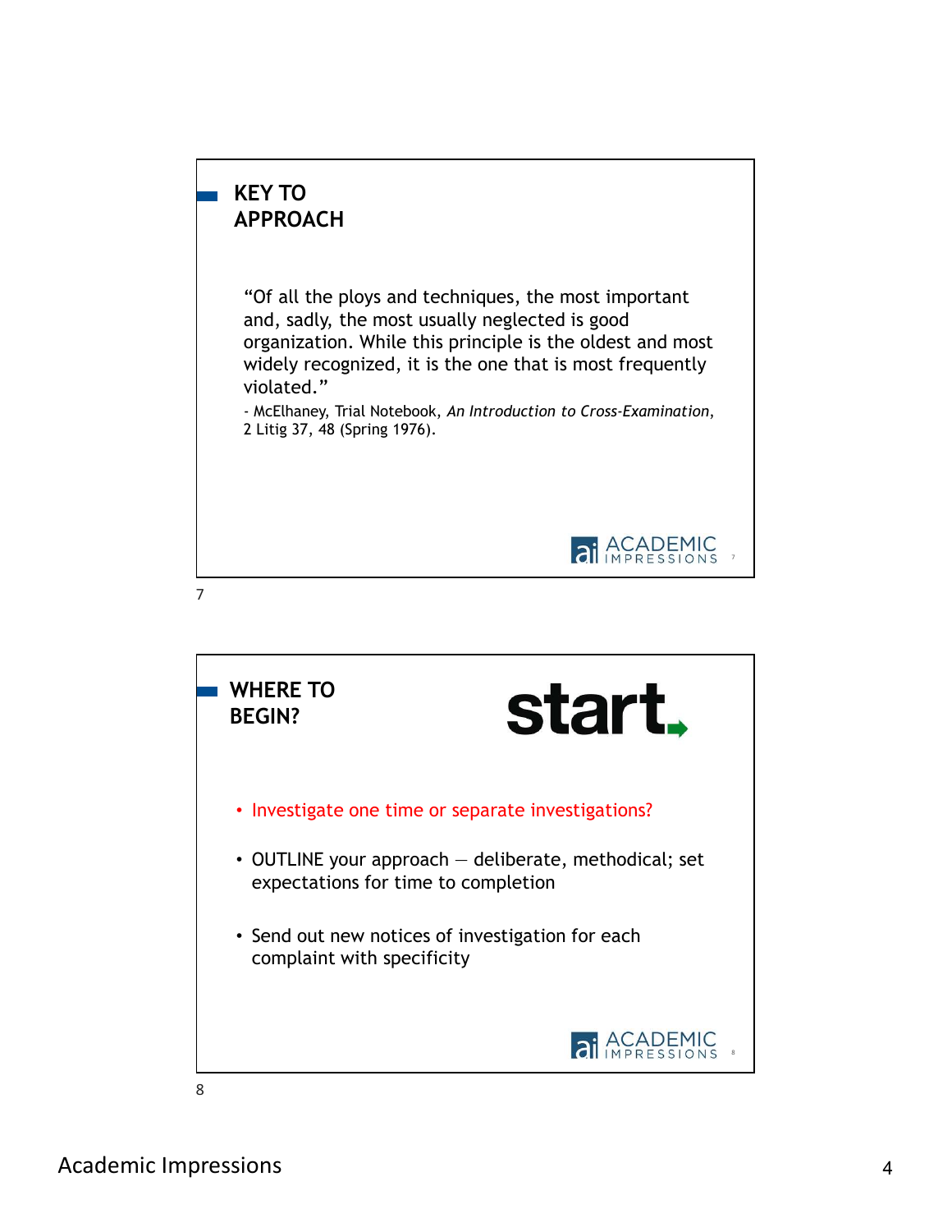## KEY TO APPROACH

"Of all the ploys and techniques, the most important and, sadly, the most usually neglected is good organization. While this principle is the oldest and most widely recognized, it is the one that is most frequently violated."

- McElhaney, Trial Notebook, *An Introduction to Cross-Examination*, 2 Litig 37, 48 (Spring 1976).

## WHERE TO BEGIN?

start.

- Investigate one time or separate investigations?
- OUTLINE your approach – deliberate, methodical; set expectations for time to completion
- Send out new notices of investigation for each complaint with specificity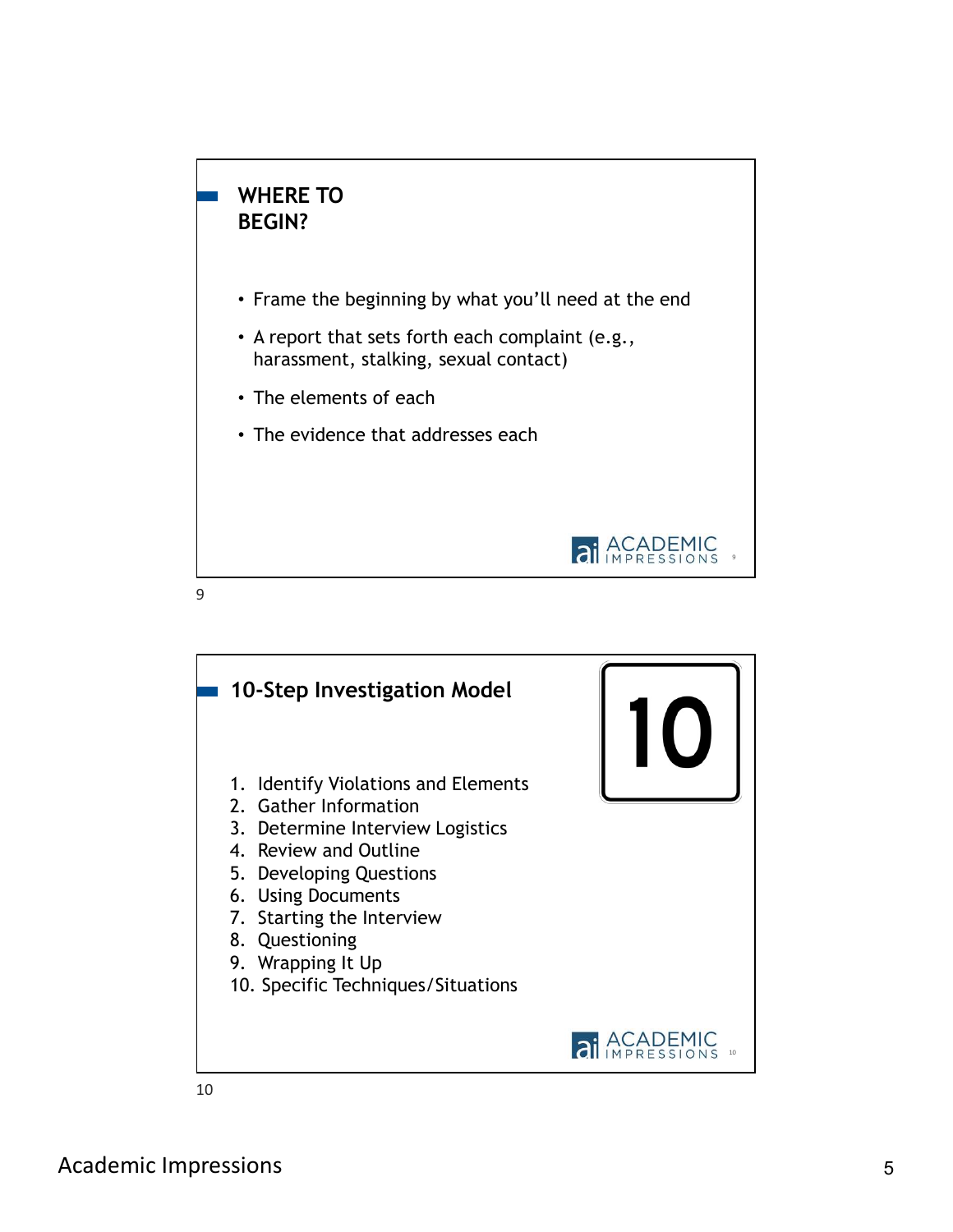## WHERE TO BEGIN?

- Frame the beginning by what you'll need at the end
- A report that sets forth each complaint (e.g., harassment, stalking, sexual contact)
- The elements of each
- The evidence that addresses each

## 10-Step Investigation Model

1. Identify Violations and Elements
2. Gather Information
3. Determine Interview Logistics
4. Review and Outline
5. Developing Questions
6. Using Documents
7. Starting the Interview
8. Questioning
9. Wrapping It Up
10. Specific Techniques/Situations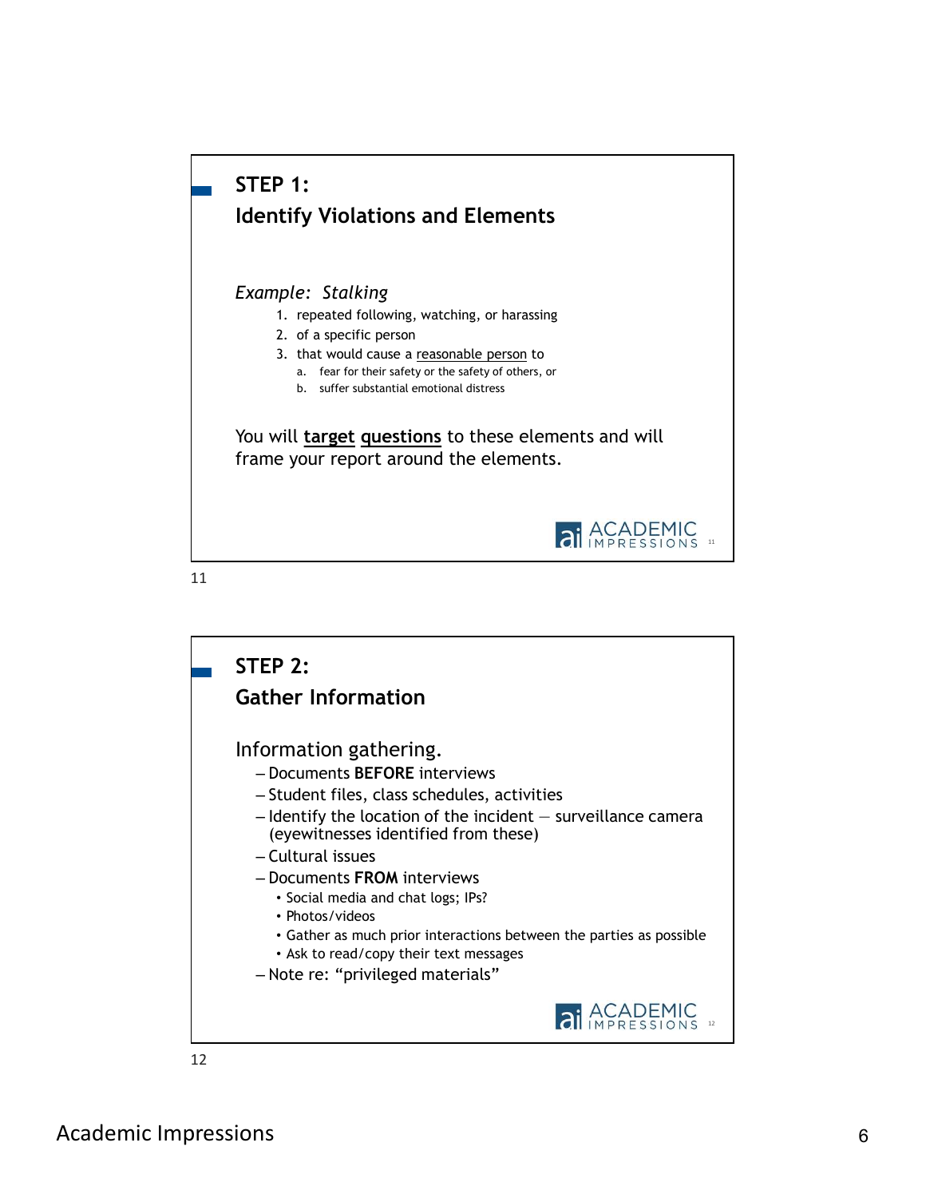## STEP 1:
## Identify Violations and Elements

*Example: Stalking*

1. repeated following, watching, or harassing
2. of a specific person
3. that would cause a reasonable person to
   a. fear for their safety or the safety of others, or
   b. suffer substantial emotional distress

You will **target questions** to these elements and will frame your report around the elements.

## STEP 2:
## Gather Information

Information gathering.

- Documents **BEFORE** interviews
- Student files, class schedules, activities
- Identify the location of the incident – surveillance camera (eyewitnesses identified from these)
- Cultural issues
- Documents **FROM** interviews
  - Social media and chat logs; IPs?
  - Photos/videos
  - Gather as much prior interactions between the parties as possible
  - Ask to read/copy their text messages
- Note re: "privileged materials"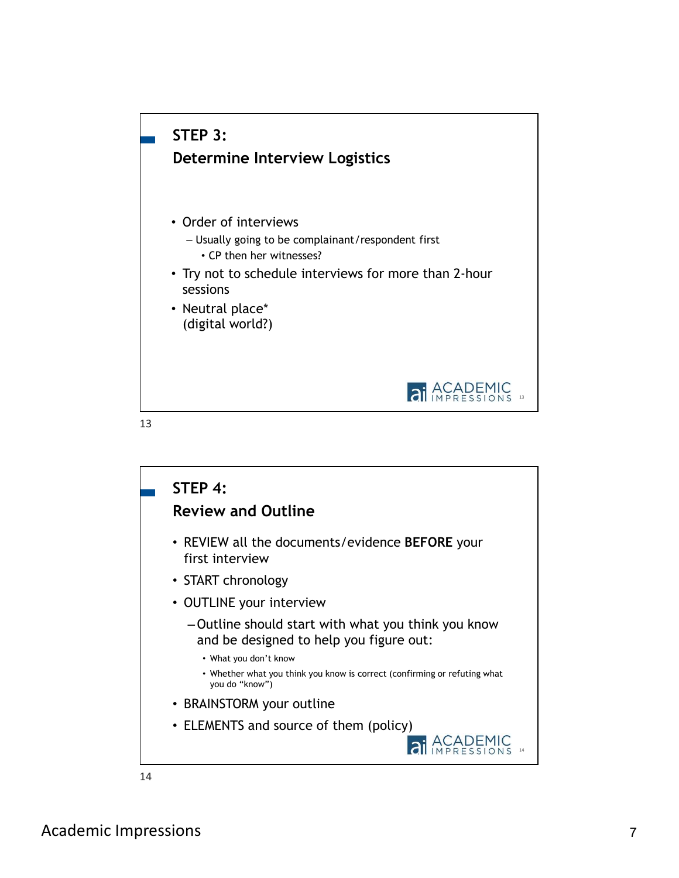## STEP 3:
## Determine Interview Logistics

- Order of interviews
  - Usually going to be complainant/respondent first
    - CP then her witnesses?
- Try not to schedule interviews for more than 2-hour sessions
- Neutral place*
  (digital world?)

## STEP 4:
## Review and Outline

- REVIEW all the documents/evidence **BEFORE** your first interview
- START chronology
- OUTLINE your interview
  - Outline should start with what you think you know and be designed to help you figure out:
    - What you don't know
    - Whether what you think you know is correct (confirming or refuting what you do "know")
- BRAINSTORM your outline
- ELEMENTS and source of them (policy)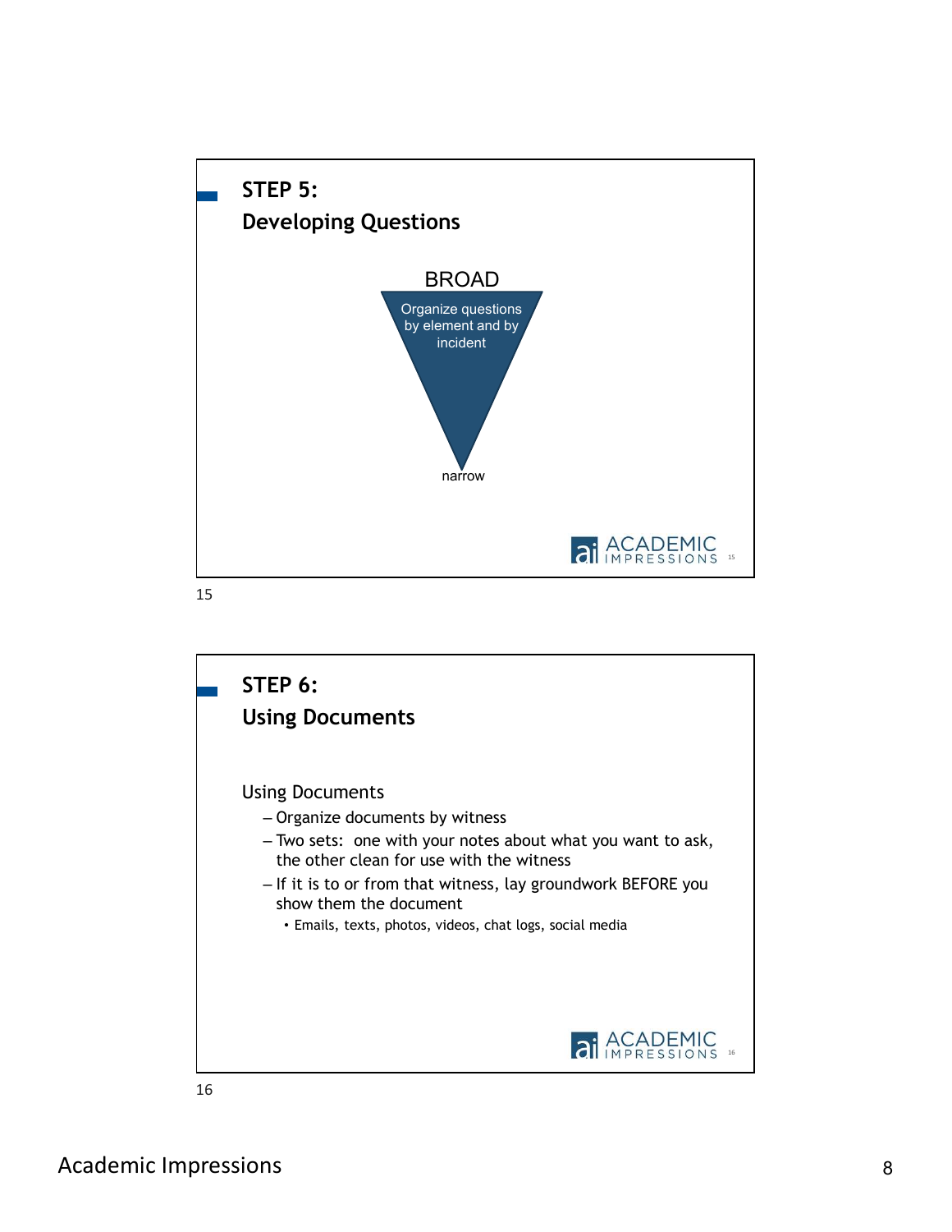## STEP 5:
## Developing Questions

BROAD

Organize questions by element and by incident

narrow

## STEP 6:
## Using Documents

Using Documents

- Organize documents by witness
- Two sets: one with your notes about what you want to ask, the other clean for use with the witness
- If it is to or from that witness, lay groundwork BEFORE you show them the document
  - Emails, texts, photos, videos, chat logs, social media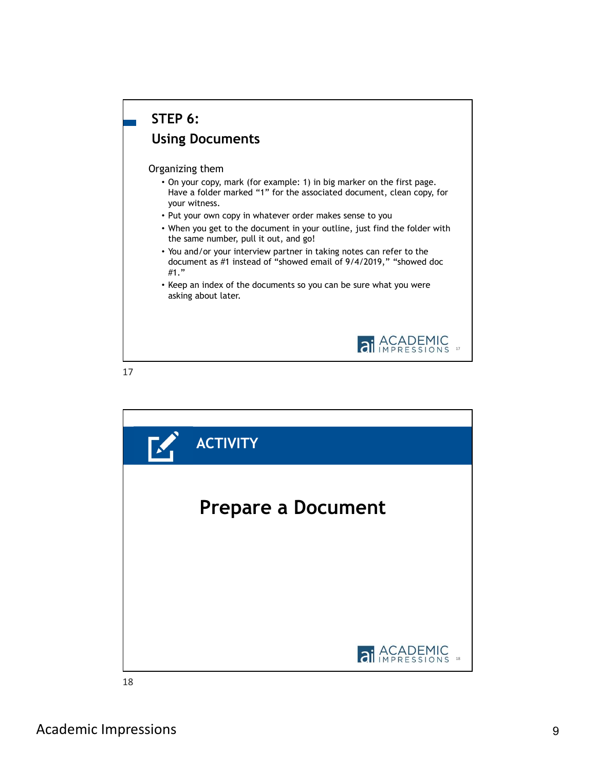## STEP 6: Using Documents

Organizing them

- On your copy, mark (for example: 1) in big marker on the first page. Have a folder marked "1" for the associated document, clean copy, for your witness.
- Put your own copy in whatever order makes sense to you
- When you get to the document in your outline, just find the folder with the same number, pull it out, and go!
- You and/or your interview partner in taking notes can refer to the document as #1 instead of "showed email of 9/4/2019," "showed doc #1."
- Keep an index of the documents so you can be sure what you were asking about later.

## ACTIVITY

### Prepare a Document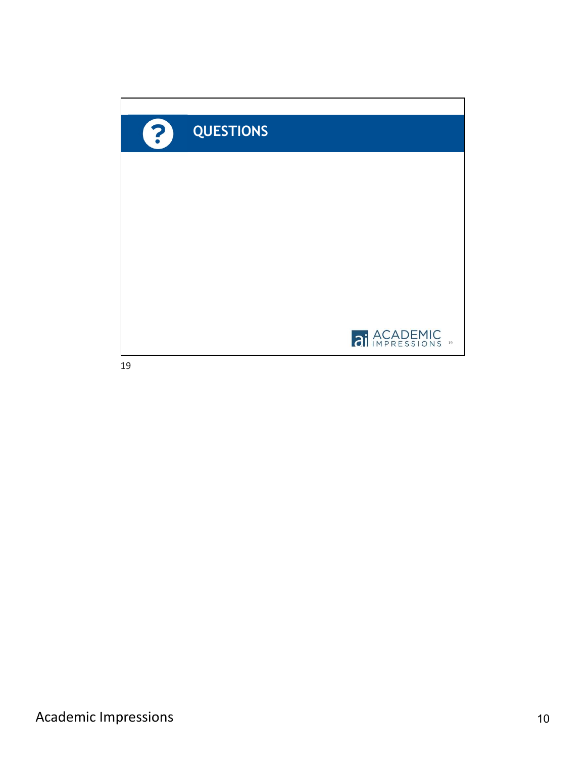## QUESTIONS